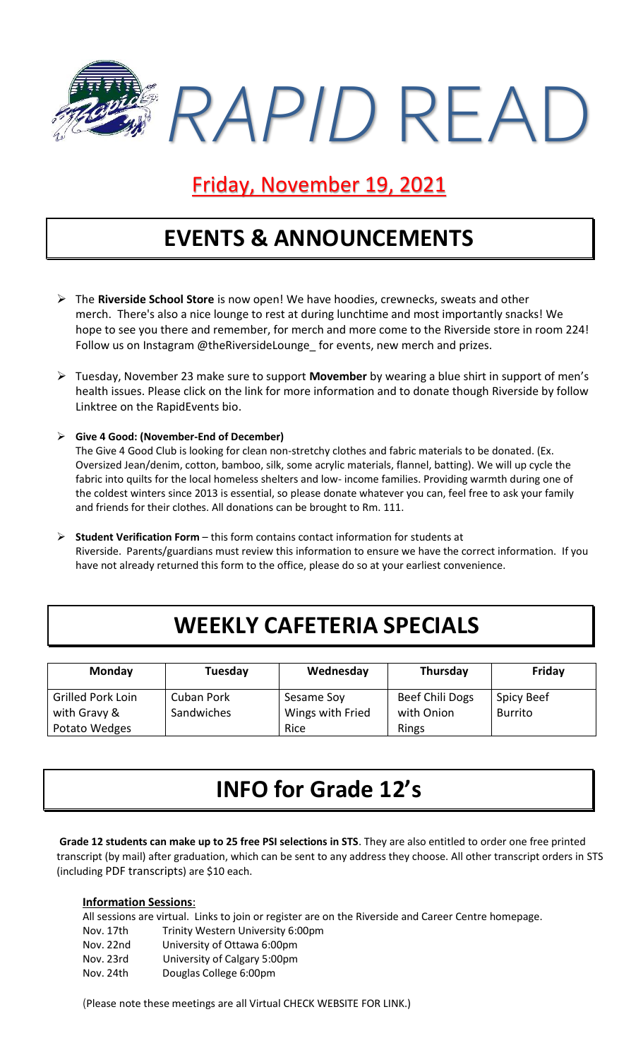# *RAPID* READ

## Friday, November 19, 2021

## EVENTS & ANNOUNCEMENTS

- The **Riverside School Store** is now open! We have hoodies, crewnecks, sweats and other merch. There's also a nice lounge to rest at during lunchtime and most importantly snacks! We hope to see you there and remember, for merch and more come to the Riverside store in room 224! Follow us on Instagram @theRiversideLounge_ for events, new merch and prizes.

- Tuesday, November 23 make sure to support **Movember** by wearing a blue shirt in support of men's health issues. Please click on the link for more information and to donate though Riverside by follow Linktree on the RapidEvents bio.

- **Give 4 Good: (November-End of December)**
  The Give 4 Good Club is looking for clean non-stretchy clothes and fabric materials to be donated. (Ex. Oversized Jean/denim, cotton, bamboo, silk, some acrylic materials, flannel, batting). We will up cycle the fabric into quilts for the local homeless shelters and low- income families. Providing warmth during one of the coldest winters since 2013 is essential, so please donate whatever you can, feel free to ask your family and friends for their clothes. All donations can be brought to Rm. 111.

- **Student Verification Form** – this form contains contact information for students at Riverside. Parents/guardians must review this information to ensure we have the correct information. If you have not already returned this form to the office, please do so at your earliest convenience.

## WEEKLY CAFETERIA SPECIALS

| Monday | Tuesday | Wednesday | Thursday | Friday |
|---|---|---|---|---|
| Grilled Pork Loin with Gravy & Potato Wedges | Cuban Pork Sandwiches | Sesame Soy Wings with Fried Rice | Beef Chili Dogs with Onion Rings | Spicy Beef Burrito |

## INFO for Grade 12's

**Grade 12 students can make up to 25 free PSI selections in STS**. They are also entitled to order one free printed transcript (by mail) after graduation, which can be sent to any address they choose. All other transcript orders in STS (including PDF transcripts) are $10 each.

**Information Sessions**:

All sessions are virtual. Links to join or register are on the Riverside and Career Centre homepage.

Nov. 17th Trinity Western University 6:00pm
Nov. 22nd University of Ottawa 6:00pm
Nov. 23rd University of Calgary 5:00pm
Nov. 24th Douglas College 6:00pm

(Please note these meetings are all Virtual CHECK WEBSITE FOR LINK.)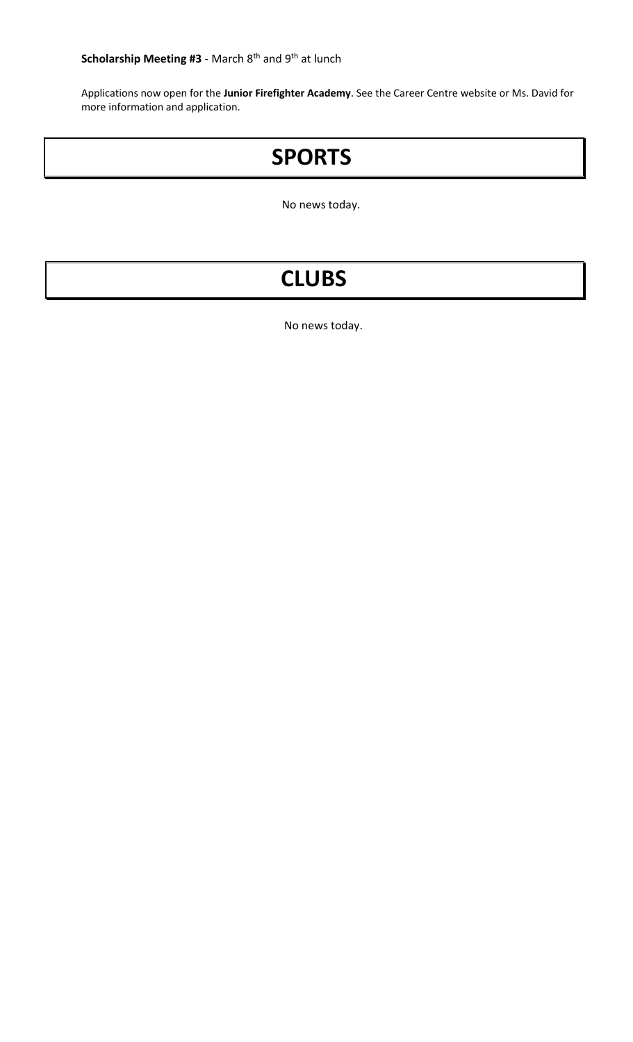**Scholarship Meeting #3** - March 8th and 9th at lunch

Applications now open for the **Junior Firefighter Academy**. See the Career Centre website or Ms. David for more information and application.

# SPORTS

No news today.

# CLUBS

No news today.